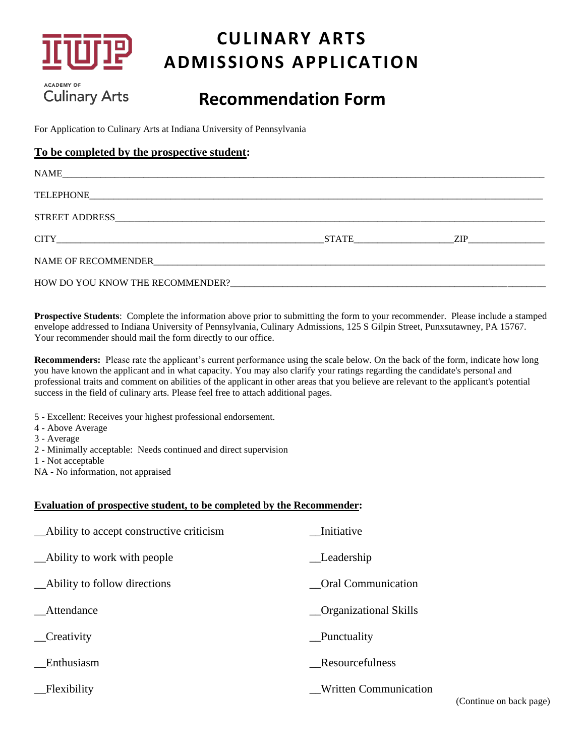IUP

ACADEMY OF
Culinary Arts

# CULINARY ARTS ADMISSIONS APPLICATION

## Recommendation Form

For Application to Culinary Arts at Indiana University of Pennsylvania

**To be completed by the prospective student:**

NAME_______________________________________________________________________________

TELEPHONE__________________________________________________________________________

STREET ADDRESS_____________________________________________________________________

CITY______________________________________________STATE________________ZIP_____________

NAME OF RECOMMENDER_______________________________________________________________

HOW DO YOU KNOW THE RECOMMENDER?___________________________________________________

**Prospective Students**: Complete the information above prior to submitting the form to your recommender. Please include a stamped envelope addressed to Indiana University of Pennsylvania, Culinary Admissions, 125 S Gilpin Street, Punxsutawney, PA 15767. Your recommender should mail the form directly to our office.

**Recommenders:** Please rate the applicant's current performance using the scale below. On the back of the form, indicate how long you have known the applicant and in what capacity. You may also clarify your ratings regarding the candidate's personal and professional traits and comment on abilities of the applicant in other areas that you believe are relevant to the applicant's potential success in the field of culinary arts. Please feel free to attach additional pages.

5 - Excellent: Receives your highest professional endorsement.
4 - Above Average
3 - Average
2 - Minimally acceptable: Needs continued and direct supervision
1 - Not acceptable
NA - No information, not appraised

**Evaluation of prospective student, to be completed by the Recommender:**

__Ability to accept constructive criticism

__Ability to work with people

__Ability to follow directions

__Attendance

__Creativity

__Enthusiasm

__Flexibility

__Initiative

__Leadership

__Oral Communication

__Organizational Skills

__Punctuality

__Resourcefulness

__Written Communication

(Continue on back page)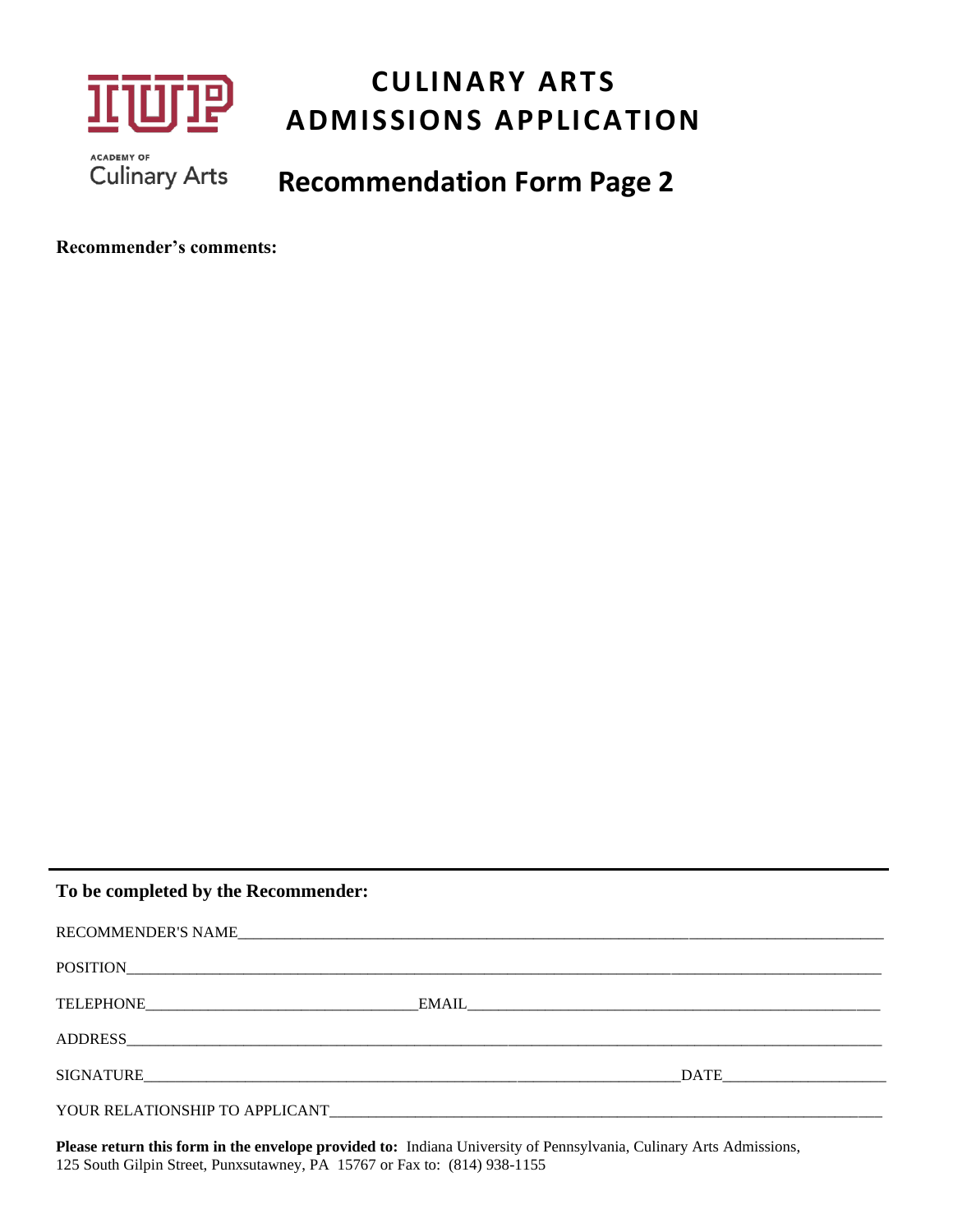IUP

ACADEMY OF
Culinary Arts

# CULINARY ARTS ADMISSIONS APPLICATION

## Recommendation Form Page 2

**Recommender's comments:**

---

**To be completed by the Recommender:**

RECOMMENDER'S NAME_______________________________________________________________________________

POSITION__________________________________________________________________________________________

TELEPHONE_________________________________EMAIL_____________________________________________________

ADDRESS__________________________________________________________________________________________

SIGNATURE____________________________________________________________________DATE____________________

YOUR RELATIONSHIP TO APPLICANT_________________________________________________________________________

**Please return this form in the envelope provided to:** Indiana University of Pennsylvania, Culinary Arts Admissions, 125 South Gilpin Street, Punxsutawney, PA 15767 or Fax to: (814) 938-1155